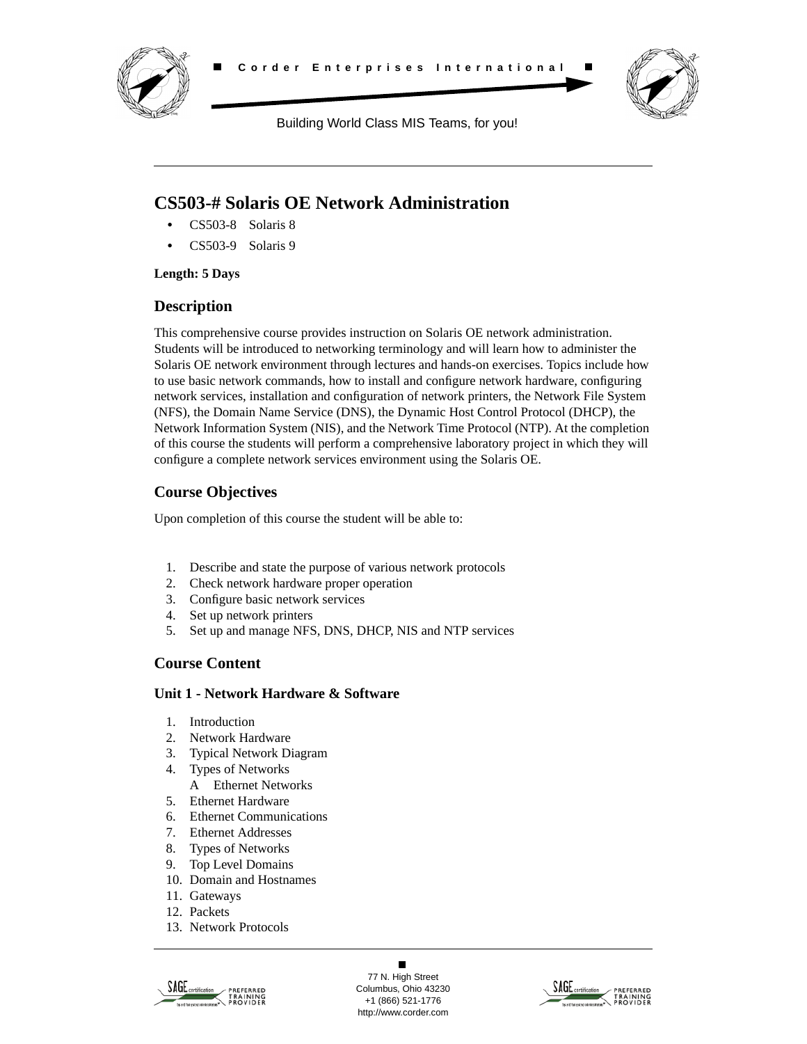Corder Enterprises International

Building World Class MIS Teams, for you!

# CS503-# Solaris OE Network Administration

- CS503-8 Solaris 8
- CS503-9 Solaris 9

**Length: 5 Days**

## Description

This comprehensive course provides instruction on Solaris OE network administration. Students will be introduced to networking terminology and will learn how to administer the Solaris OE network environment through lectures and hands-on exercises. Topics include how to use basic network commands, how to install and configure network hardware, configuring network services, installation and configuration of network printers, the Network File System (NFS), the Domain Name Service (DNS), the Dynamic Host Control Protocol (DHCP), the Network Information System (NIS), and the Network Time Protocol (NTP). At the completion of this course the students will perform a comprehensive laboratory project in which they will configure a complete network services environment using the Solaris OE.

## Course Objectives

Upon completion of this course the student will be able to:

1. Describe and state the purpose of various network protocols
2. Check network hardware proper operation
3. Configure basic network services
4. Set up network printers
5. Set up and manage NFS, DNS, DHCP, NIS and NTP services

## Course Content

### Unit 1 - Network Hardware & Software

1. Introduction
2. Network Hardware
3. Typical Network Diagram
4. Types of Networks
   A Ethernet Networks
5. Ethernet Hardware
6. Ethernet Communications
7. Ethernet Addresses
8. Types of Networks
9. Top Level Domains
10. Domain and Hostnames
11. Gateways
12. Packets
13. Network Protocols

77 N. High Street
Columbus, Ohio 43230
+1 (866) 521-1776
http://www.corder.com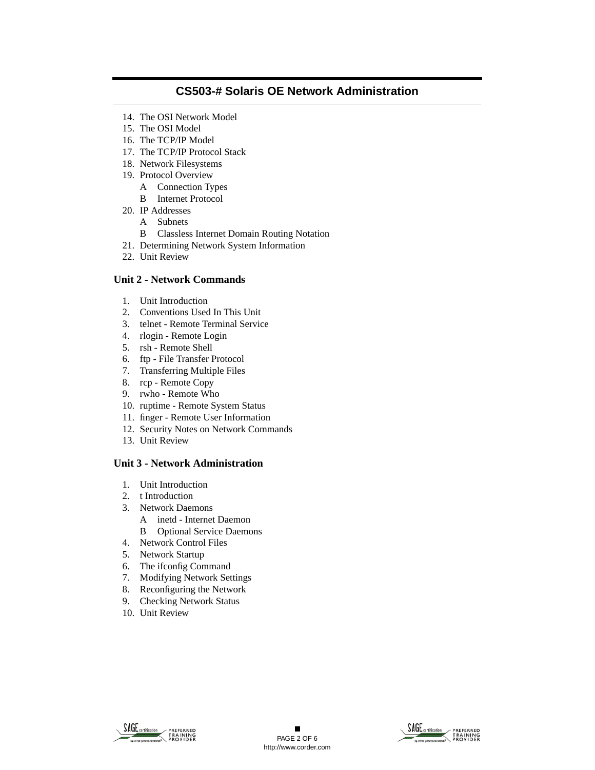## CS503-# Solaris OE Network Administration

14. The OSI Network Model
15. The OSI Model
16. The TCP/IP Model
17. The TCP/IP Protocol Stack
18. Network Filesystems
19. Protocol Overview
    - A Connection Types
    - B Internet Protocol
20. IP Addresses
    - A Subnets
    - B Classless Internet Domain Routing Notation
21. Determining Network System Information
22. Unit Review

### Unit 2 - Network Commands

1. Unit Introduction
2. Conventions Used In This Unit
3. telnet - Remote Terminal Service
4. rlogin - Remote Login
5. rsh - Remote Shell
6. ftp - File Transfer Protocol
7. Transferring Multiple Files
8. rcp - Remote Copy
9. rwho - Remote Who
10. ruptime - Remote System Status
11. finger - Remote User Information
12. Security Notes on Network Commands
13. Unit Review

### Unit 3 - Network Administration

1. Unit Introduction
2. t Introduction
3. Network Daemons
    - A inetd - Internet Daemon
    - B Optional Service Daemons
4. Network Control Files
5. Network Startup
6. The ifconfig Command
7. Modifying Network Settings
8. Reconfiguring the Network
9. Checking Network Status
10. Unit Review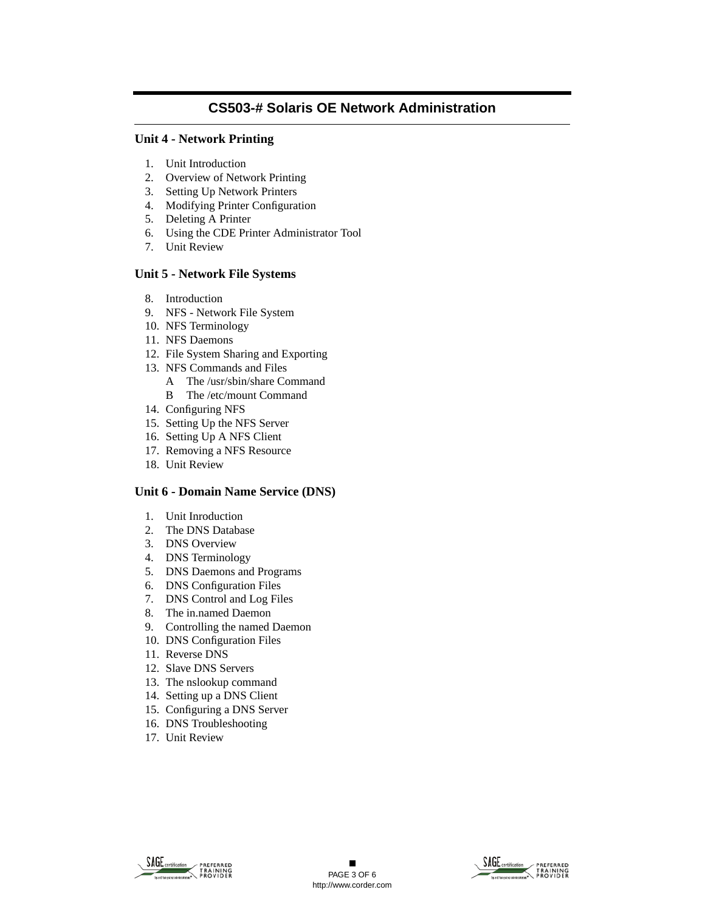## CS503-# Solaris OE Network Administration

### Unit 4 - Network Printing

1. Unit Introduction
2. Overview of Network Printing
3. Setting Up Network Printers
4. Modifying Printer Configuration
5. Deleting A Printer
6. Using the CDE Printer Administrator Tool
7. Unit Review

### Unit 5 - Network File Systems

8. Introduction
9. NFS - Network File System
10. NFS Terminology
11. NFS Daemons
12. File System Sharing and Exporting
13. NFS Commands and Files
    - A The /usr/sbin/share Command
    - B The /etc/mount Command
14. Configuring NFS
15. Setting Up the NFS Server
16. Setting Up A NFS Client
17. Removing a NFS Resource
18. Unit Review

### Unit 6 - Domain Name Service (DNS)

1. Unit Inroduction
2. The DNS Database
3. DNS Overview
4. DNS Terminology
5. DNS Daemons and Programs
6. DNS Configuration Files
7. DNS Control and Log Files
8. The in.named Daemon
9. Controlling the named Daemon
10. DNS Configuration Files
11. Reverse DNS
12. Slave DNS Servers
13. The nslookup command
14. Setting up a DNS Client
15. Configuring a DNS Server
16. DNS Troubleshooting
17. Unit Review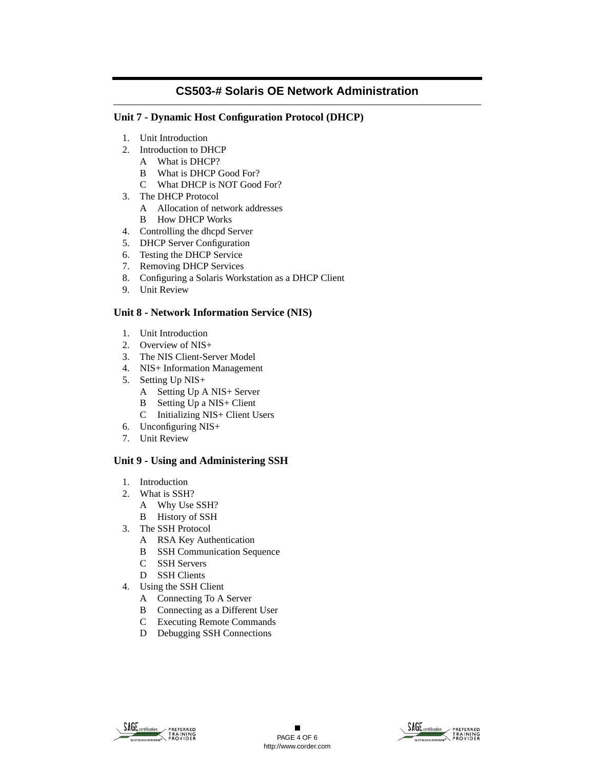# CS503-# Solaris OE Network Administration

## Unit 7 - Dynamic Host Configuration Protocol (DHCP)

1. Unit Introduction
2. Introduction to DHCP
   - A What is DHCP?
   - B What is DHCP Good For?
   - C What DHCP is NOT Good For?
3. The DHCP Protocol
   - A Allocation of network addresses
   - B How DHCP Works
4. Controlling the dhcpd Server
5. DHCP Server Configuration
6. Testing the DHCP Service
7. Removing DHCP Services
8. Configuring a Solaris Workstation as a DHCP Client
9. Unit Review

## Unit 8 - Network Information Service (NIS)

1. Unit Introduction
2. Overview of NIS+
3. The NIS Client-Server Model
4. NIS+ Information Management
5. Setting Up NIS+
   - A Setting Up A NIS+ Server
   - B Setting Up a NIS+ Client
   - C Initializing NIS+ Client Users
6. Unconfiguring NIS+
7. Unit Review

## Unit 9 - Using and Administering SSH

1. Introduction
2. What is SSH?
   - A Why Use SSH?
   - B History of SSH
3. The SSH Protocol
   - A RSA Key Authentication
   - B SSH Communication Sequence
   - C SSH Servers
   - D SSH Clients
4. Using the SSH Client
   - A Connecting To A Server
   - B Connecting as a Different User
   - C Executing Remote Commands
   - D Debugging SSH Connections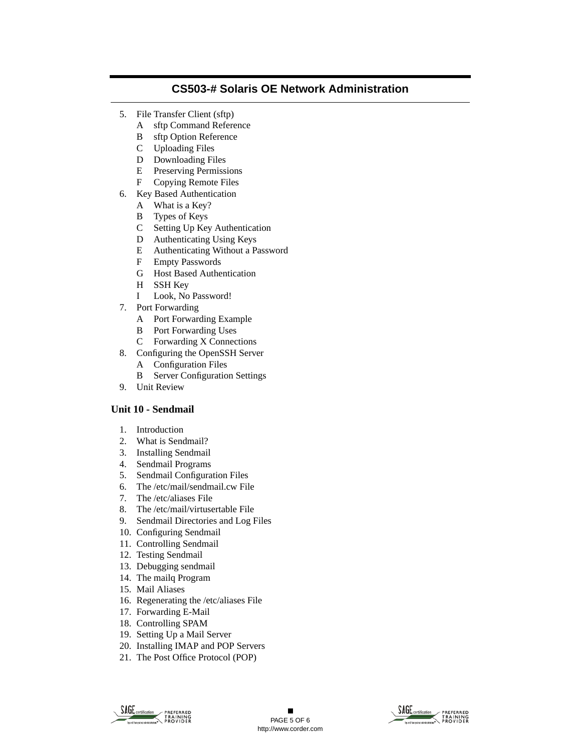5. File Transfer Client (sftp)
    - A sftp Command Reference
    - B sftp Option Reference
    - C Uploading Files
    - D Downloading Files
    - E Preserving Permissions
    - F Copying Remote Files
6. Key Based Authentication
    - A What is a Key?
    - B Types of Keys
    - C Setting Up Key Authentication
    - D Authenticating Using Keys
    - E Authenticating Without a Password
    - F Empty Passwords
    - G Host Based Authentication
    - H SSH Key
    - I Look, No Password!
7. Port Forwarding
    - A Port Forwarding Example
    - B Port Forwarding Uses
    - C Forwarding X Connections
8. Configuring the OpenSSH Server
    - A Configuration Files
    - B Server Configuration Settings
9. Unit Review

## Unit 10 - Sendmail

1. Introduction
2. What is Sendmail?
3. Installing Sendmail
4. Sendmail Programs
5. Sendmail Configuration Files
6. The /etc/mail/sendmail.cw File
7. The /etc/aliases File
8. The /etc/mail/virtusertable File
9. Sendmail Directories and Log Files
10. Configuring Sendmail
11. Controlling Sendmail
12. Testing Sendmail
13. Debugging sendmail
14. The mailq Program
15. Mail Aliases
16. Regenerating the /etc/aliases File
17. Forwarding E-Mail
18. Controlling SPAM
19. Setting Up a Mail Server
20. Installing IMAP and POP Servers
21. The Post Office Protocol (POP)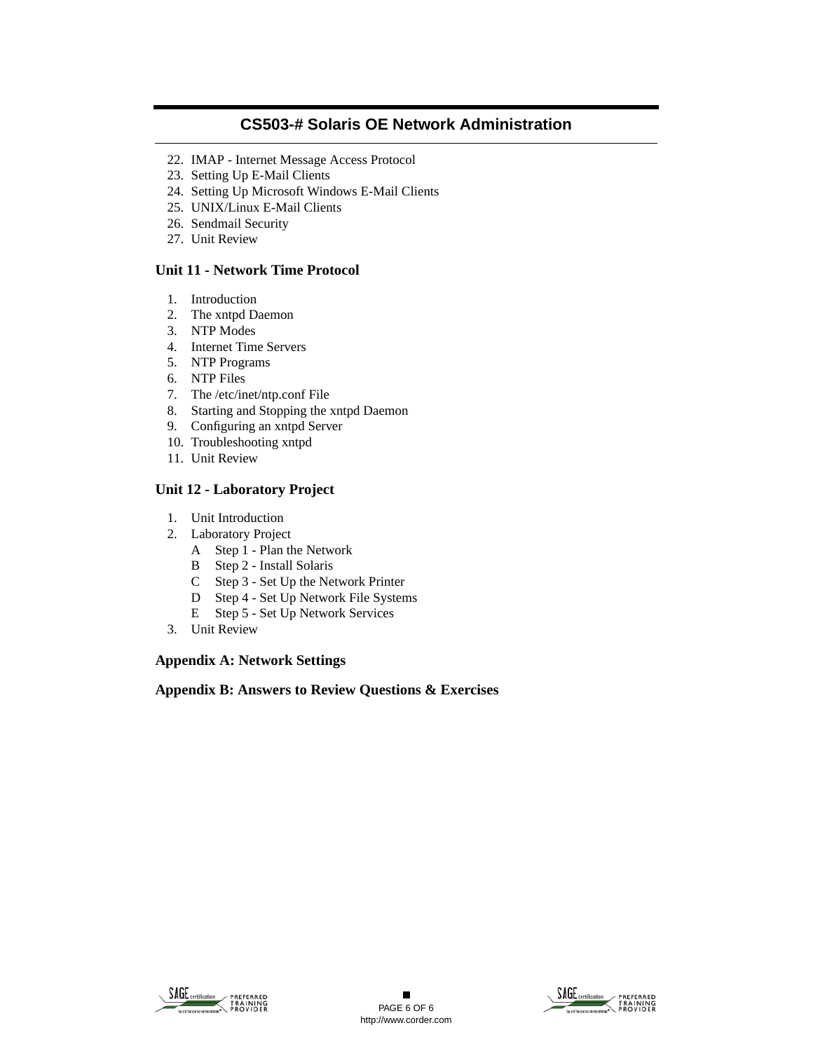22. IMAP - Internet Message Access Protocol
23. Setting Up E-Mail Clients
24. Setting Up Microsoft Windows E-Mail Clients
25. UNIX/Linux E-Mail Clients
26. Sendmail Security
27. Unit Review

## Unit 11 - Network Time Protocol

1. Introduction
2. The xntpd Daemon
3. NTP Modes
4. Internet Time Servers
5. NTP Programs
6. NTP Files
7. The /etc/inet/ntp.conf File
8. Starting and Stopping the xntpd Daemon
9. Configuring an xntpd Server
10. Troubleshooting xntpd
11. Unit Review

## Unit 12 - Laboratory Project

1. Unit Introduction
2. Laboratory Project
   - A Step 1 - Plan the Network
   - B Step 2 - Install Solaris
   - C Step 3 - Set Up the Network Printer
   - D Step 4 - Set Up Network File Systems
   - E Step 5 - Set Up Network Services
3. Unit Review

## Appendix A: Network Settings

## Appendix B: Answers to Review Questions & Exercises